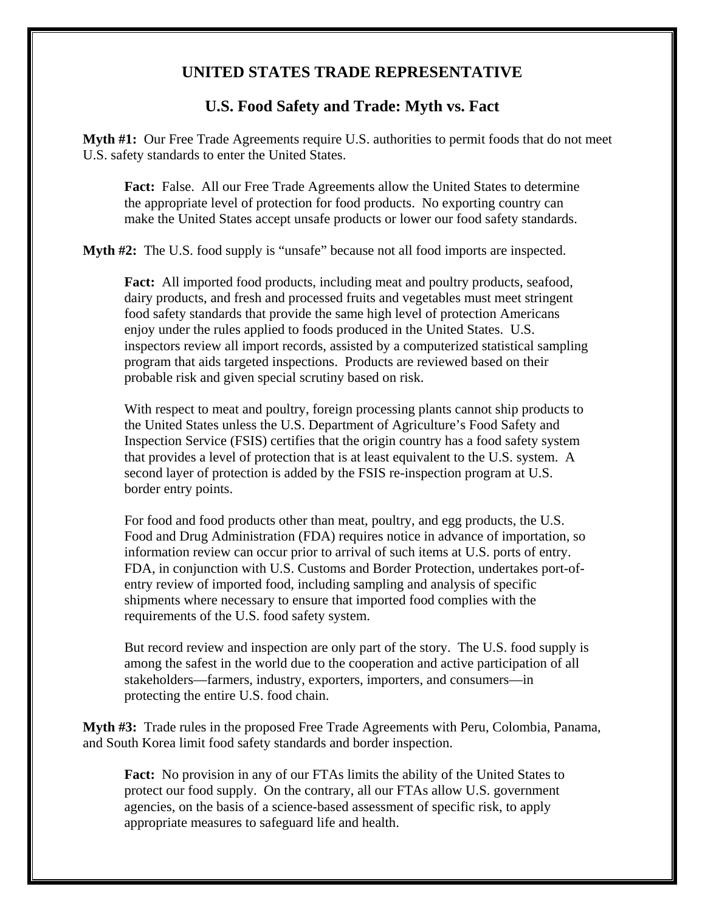# UNITED STATES TRADE REPRESENTATIVE

## U.S. Food Safety and Trade: Myth vs. Fact

**Myth #1:** Our Free Trade Agreements require U.S. authorities to permit foods that do not meet U.S. safety standards to enter the United States.

> **Fact:** False. All our Free Trade Agreements allow the United States to determine the appropriate level of protection for food products. No exporting country can make the United States accept unsafe products or lower our food safety standards.

**Myth #2:** The U.S. food supply is "unsafe" because not all food imports are inspected.

> **Fact:** All imported food products, including meat and poultry products, seafood, dairy products, and fresh and processed fruits and vegetables must meet stringent food safety standards that provide the same high level of protection Americans enjoy under the rules applied to foods produced in the United States. U.S. inspectors review all import records, assisted by a computerized statistical sampling program that aids targeted inspections. Products are reviewed based on their probable risk and given special scrutiny based on risk.
>
> With respect to meat and poultry, foreign processing plants cannot ship products to the United States unless the U.S. Department of Agriculture's Food Safety and Inspection Service (FSIS) certifies that the origin country has a food safety system that provides a level of protection that is at least equivalent to the U.S. system. A second layer of protection is added by the FSIS re-inspection program at U.S. border entry points.
>
> For food and food products other than meat, poultry, and egg products, the U.S. Food and Drug Administration (FDA) requires notice in advance of importation, so information review can occur prior to arrival of such items at U.S. ports of entry. FDA, in conjunction with U.S. Customs and Border Protection, undertakes port-of-entry review of imported food, including sampling and analysis of specific shipments where necessary to ensure that imported food complies with the requirements of the U.S. food safety system.
>
> But record review and inspection are only part of the story. The U.S. food supply is among the safest in the world due to the cooperation and active participation of all stakeholders—farmers, industry, exporters, importers, and consumers—in protecting the entire U.S. food chain.

**Myth #3:** Trade rules in the proposed Free Trade Agreements with Peru, Colombia, Panama, and South Korea limit food safety standards and border inspection.

> **Fact:** No provision in any of our FTAs limits the ability of the United States to protect our food supply. On the contrary, all our FTAs allow U.S. government agencies, on the basis of a science-based assessment of specific risk, to apply appropriate measures to safeguard life and health.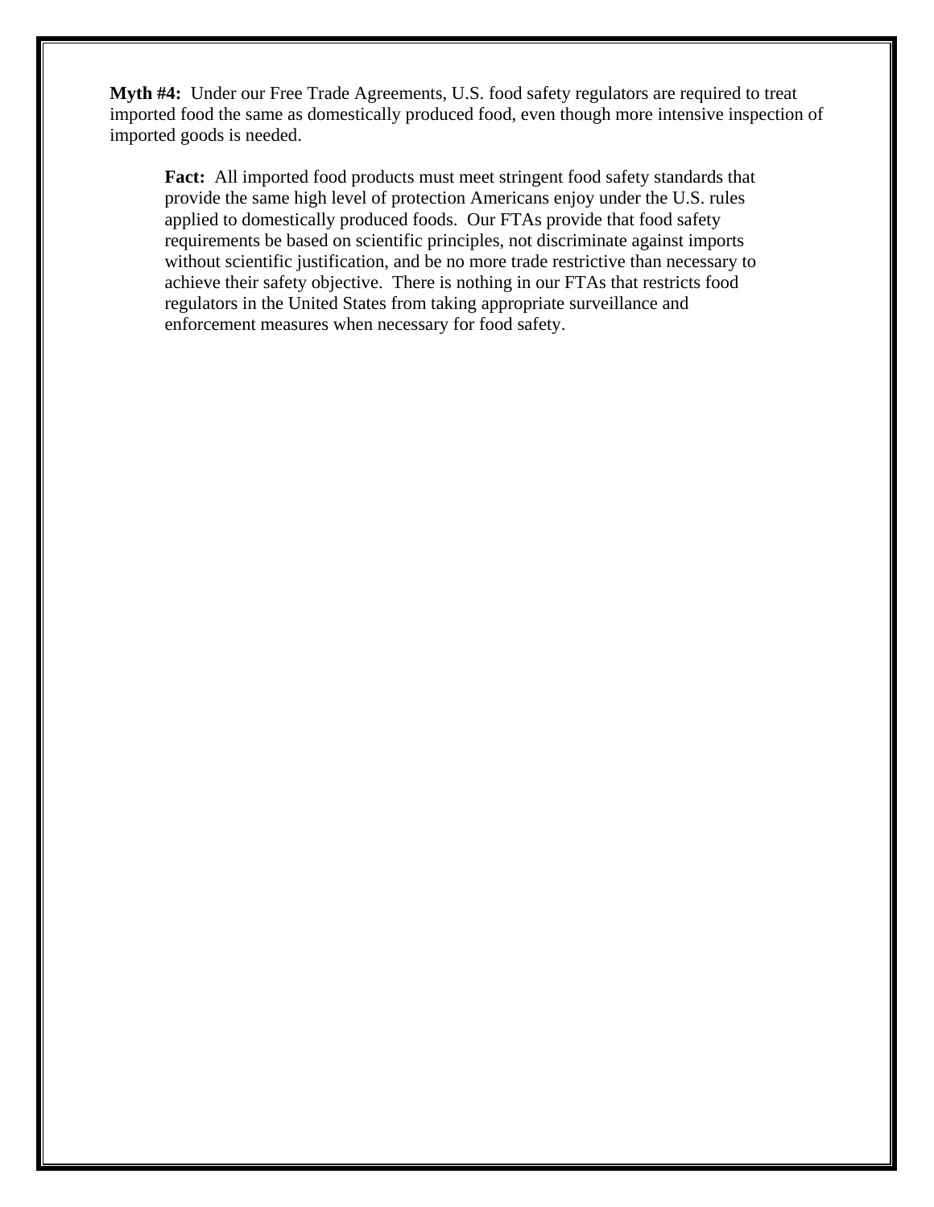**Myth #4:** Under our Free Trade Agreements, U.S. food safety regulators are required to treat imported food the same as domestically produced food, even though more intensive inspection of imported goods is needed.

> **Fact:** All imported food products must meet stringent food safety standards that provide the same high level of protection Americans enjoy under the U.S. rules applied to domestically produced foods. Our FTAs provide that food safety requirements be based on scientific principles, not discriminate against imports without scientific justification, and be no more trade restrictive than necessary to achieve their safety objective. There is nothing in our FTAs that restricts food regulators in the United States from taking appropriate surveillance and enforcement measures when necessary for food safety.